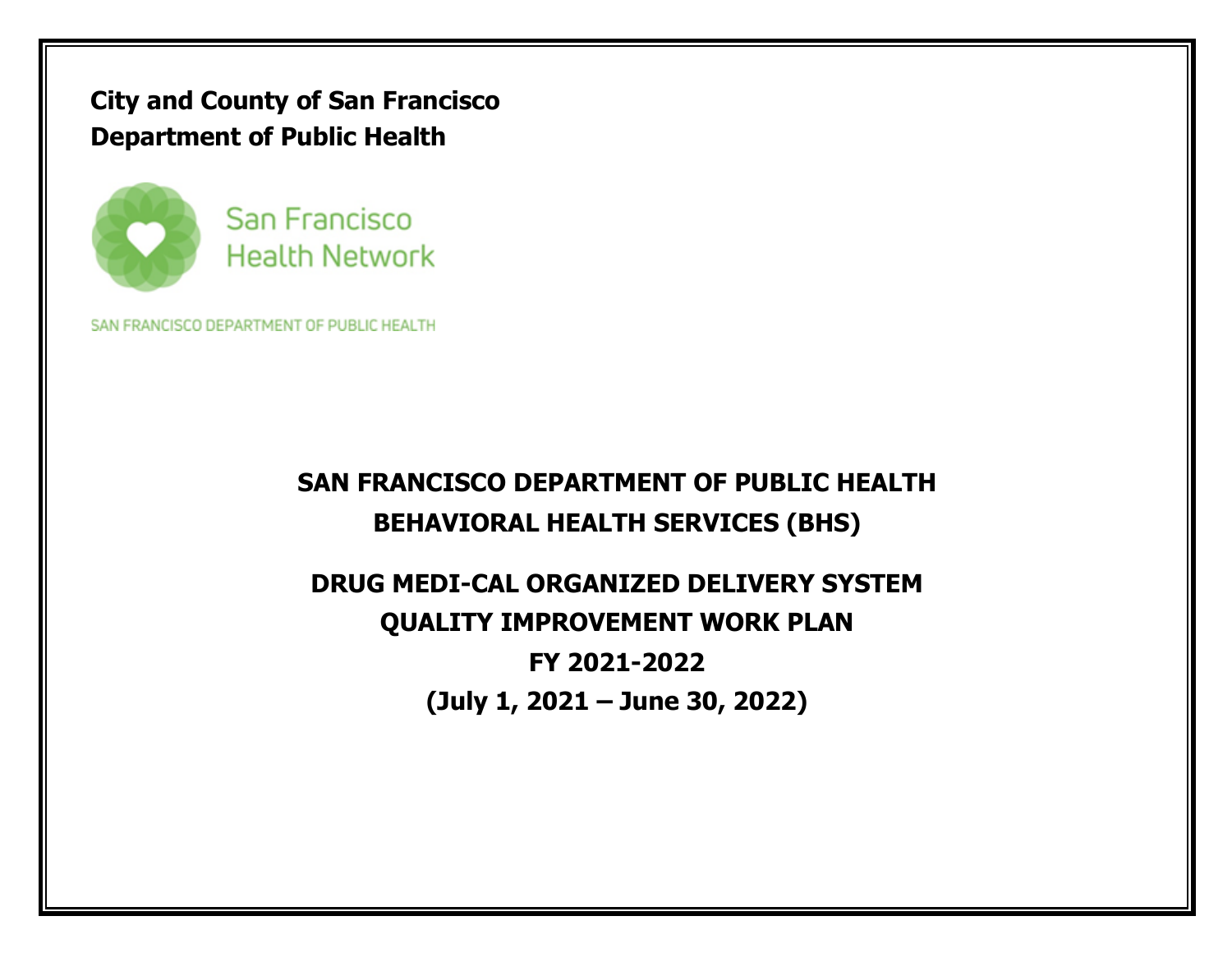**City and County of San Francisco**
**Department of Public Health**

San Francisco Health Network

SAN FRANCISCO DEPARTMENT OF PUBLIC HEALTH

# SAN FRANCISCO DEPARTMENT OF PUBLIC HEALTH
# BEHAVIORAL HEALTH SERVICES (BHS)

# DRUG MEDI-CAL ORGANIZED DELIVERY SYSTEM
# QUALITY IMPROVEMENT WORK PLAN
# FY 2021-2022
# (July 1, 2021 – June 30, 2022)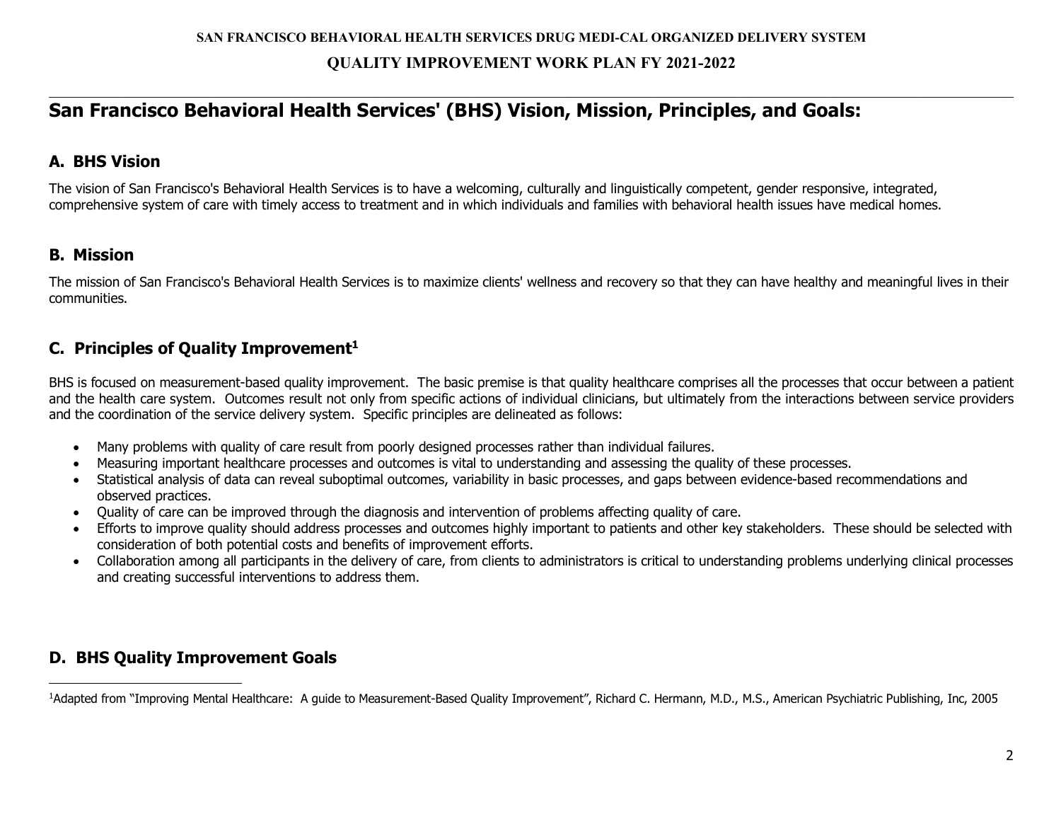# San Francisco Behavioral Health Services' (BHS) Vision, Mission, Principles, and Goals:

## A. BHS Vision

The vision of San Francisco's Behavioral Health Services is to have a welcoming, culturally and linguistically competent, gender responsive, integrated, comprehensive system of care with timely access to treatment and in which individuals and families with behavioral health issues have medical homes.

## B. Mission

The mission of San Francisco's Behavioral Health Services is to maximize clients' wellness and recovery so that they can have healthy and meaningful lives in their communities.

## C. Principles of Quality Improvement[1]

BHS is focused on measurement-based quality improvement. The basic premise is that quality healthcare comprises all the processes that occur between a patient and the health care system. Outcomes result not only from specific actions of individual clinicians, but ultimately from the interactions between service providers and the coordination of the service delivery system. Specific principles are delineated as follows:

- Many problems with quality of care result from poorly designed processes rather than individual failures.
- Measuring important healthcare processes and outcomes is vital to understanding and assessing the quality of these processes.
- Statistical analysis of data can reveal suboptimal outcomes, variability in basic processes, and gaps between evidence-based recommendations and observed practices.
- Quality of care can be improved through the diagnosis and intervention of problems affecting quality of care.
- Efforts to improve quality should address processes and outcomes highly important to patients and other key stakeholders. These should be selected with consideration of both potential costs and benefits of improvement efforts.
- Collaboration among all participants in the delivery of care, from clients to administrators is critical to understanding problems underlying clinical processes and creating successful interventions to address them.

## D. BHS Quality Improvement Goals

[1]Adapted from "Improving Mental Healthcare: A guide to Measurement-Based Quality Improvement", Richard C. Hermann, M.D., M.S., American Psychiatric Publishing, Inc, 2005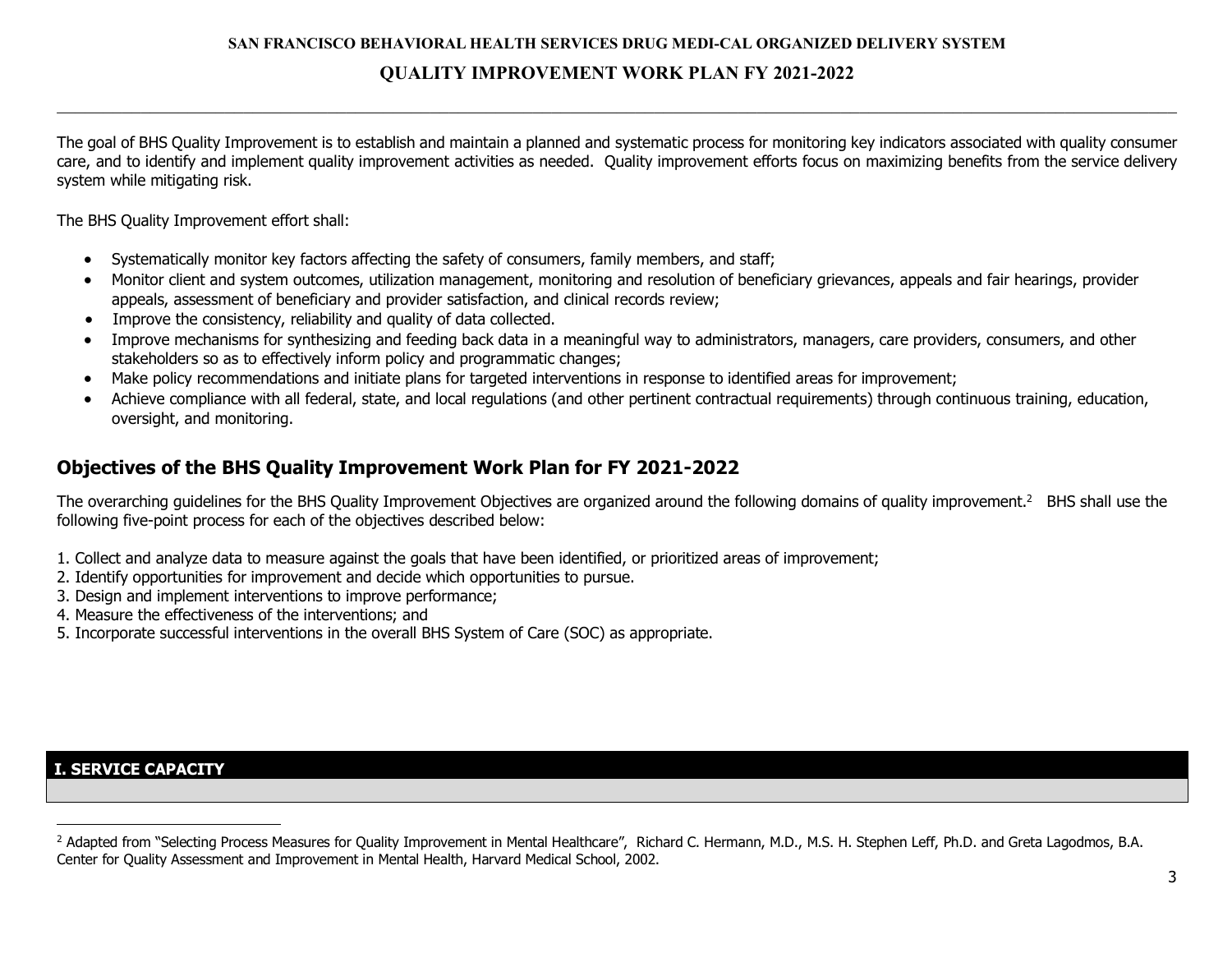**SAN FRANCISCO BEHAVIORAL HEALTH SERVICES DRUG MEDI-CAL ORGANIZED DELIVERY SYSTEM**

**QUALITY IMPROVEMENT WORK PLAN FY 2021-2022**

The goal of BHS Quality Improvement is to establish and maintain a planned and systematic process for monitoring key indicators associated with quality consumer care, and to identify and implement quality improvement activities as needed. Quality improvement efforts focus on maximizing benefits from the service delivery system while mitigating risk.

The BHS Quality Improvement effort shall:

- Systematically monitor key factors affecting the safety of consumers, family members, and staff;
- Monitor client and system outcomes, utilization management, monitoring and resolution of beneficiary grievances, appeals and fair hearings, provider appeals, assessment of beneficiary and provider satisfaction, and clinical records review;
- Improve the consistency, reliability and quality of data collected.
- Improve mechanisms for synthesizing and feeding back data in a meaningful way to administrators, managers, care providers, consumers, and other stakeholders so as to effectively inform policy and programmatic changes;
- Make policy recommendations and initiate plans for targeted interventions in response to identified areas for improvement;
- Achieve compliance with all federal, state, and local regulations (and other pertinent contractual requirements) through continuous training, education, oversight, and monitoring.

## Objectives of the BHS Quality Improvement Work Plan for FY 2021-2022

The overarching guidelines for the BHS Quality Improvement Objectives are organized around the following domains of quality improvement.[2] BHS shall use the following five-point process for each of the objectives described below:

1. Collect and analyze data to measure against the goals that have been identified, or prioritized areas of improvement;
2. Identify opportunities for improvement and decide which opportunities to pursue.
3. Design and implement interventions to improve performance;
4. Measure the effectiveness of the interventions; and
5. Incorporate successful interventions in the overall BHS System of Care (SOC) as appropriate.

## I. SERVICE CAPACITY

[2] Adapted from "Selecting Process Measures for Quality Improvement in Mental Healthcare", Richard C. Hermann, M.D., M.S. H. Stephen Leff, Ph.D. and Greta Lagodmos, B.A. Center for Quality Assessment and Improvement in Mental Health, Harvard Medical School, 2002.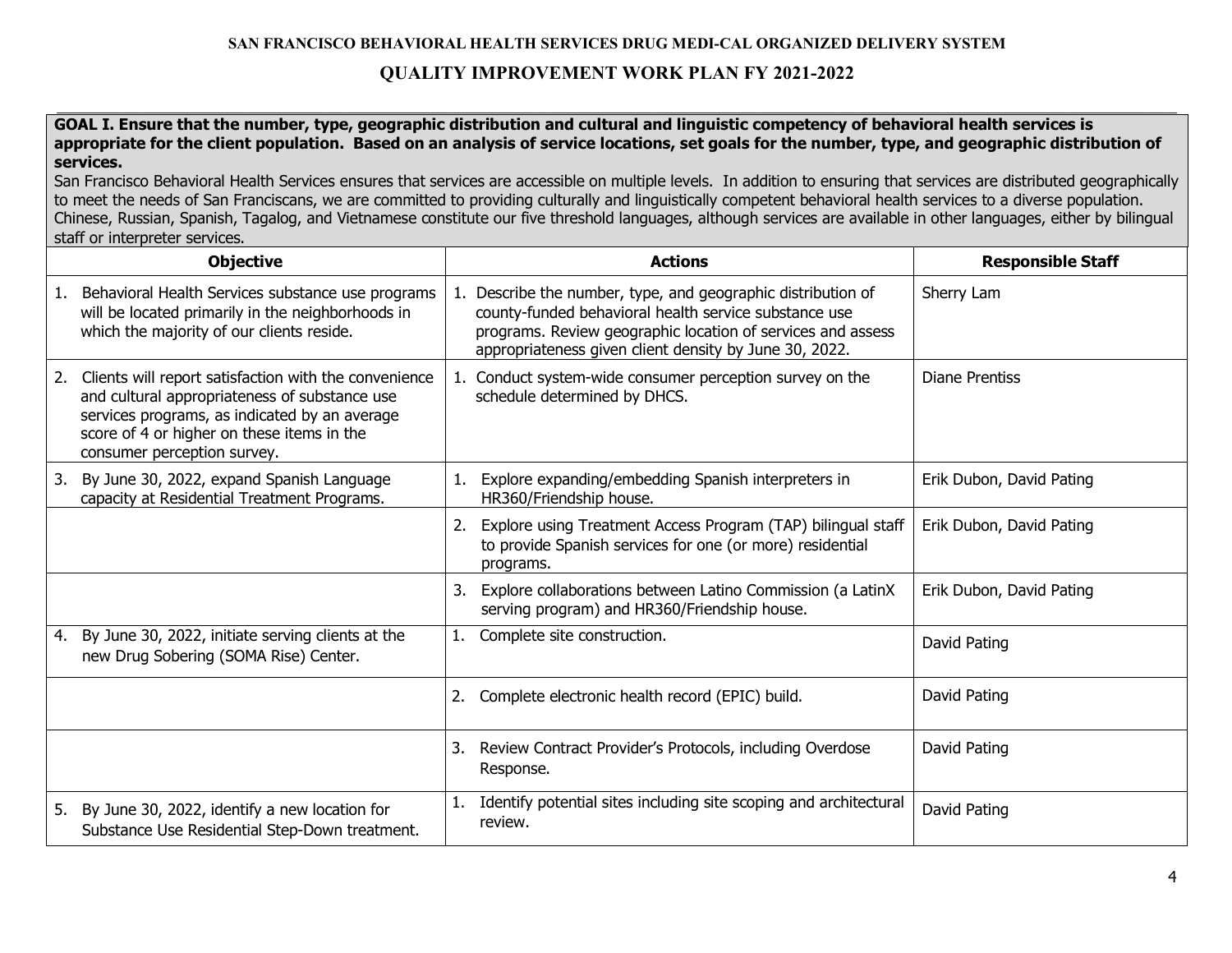**SAN FRANCISCO BEHAVIORAL HEALTH SERVICES DRUG MEDI-CAL ORGANIZED DELIVERY SYSTEM**

**QUALITY IMPROVEMENT WORK PLAN FY 2021-2022**

**GOAL I. Ensure that the number, type, geographic distribution and cultural and linguistic competency of behavioral health services is appropriate for the client population. Based on an analysis of service locations, set goals for the number, type, and geographic distribution of services.**

San Francisco Behavioral Health Services ensures that services are accessible on multiple levels. In addition to ensuring that services are distributed geographically to meet the needs of San Franciscans, we are committed to providing culturally and linguistically competent behavioral health services to a diverse population. Chinese, Russian, Spanish, Tagalog, and Vietnamese constitute our five threshold languages, although services are available in other languages, either by bilingual staff or interpreter services.

| Objective | Actions | Responsible Staff |
|---|---|---|
| 1. Behavioral Health Services substance use programs will be located primarily in the neighborhoods in which the majority of our clients reside. | 1. Describe the number, type, and geographic distribution of county-funded behavioral health service substance use programs. Review geographic location of services and assess appropriateness given client density by June 30, 2022. | Sherry Lam |
| 2. Clients will report satisfaction with the convenience and cultural appropriateness of substance use services programs, as indicated by an average score of 4 or higher on these items in the consumer perception survey. | 1. Conduct system-wide consumer perception survey on the schedule determined by DHCS. | Diane Prentiss |
| 3. By June 30, 2022, expand Spanish Language capacity at Residential Treatment Programs. | 1. Explore expanding/embedding Spanish interpreters in HR360/Friendship house. | Erik Dubon, David Pating |
| | 2. Explore using Treatment Access Program (TAP) bilingual staff to provide Spanish services for one (or more) residential programs. | Erik Dubon, David Pating |
| | 3. Explore collaborations between Latino Commission (a LatinX serving program) and HR360/Friendship house. | Erik Dubon, David Pating |
| 4. By June 30, 2022, initiate serving clients at the new Drug Sobering (SOMA Rise) Center. | 1. Complete site construction. | David Pating |
| | 2. Complete electronic health record (EPIC) build. | David Pating |
| | 3. Review Contract Provider's Protocols, including Overdose Response. | David Pating |
| 5. By June 30, 2022, identify a new location for Substance Use Residential Step-Down treatment. | 1. Identify potential sites including site scoping and architectural review. | David Pating |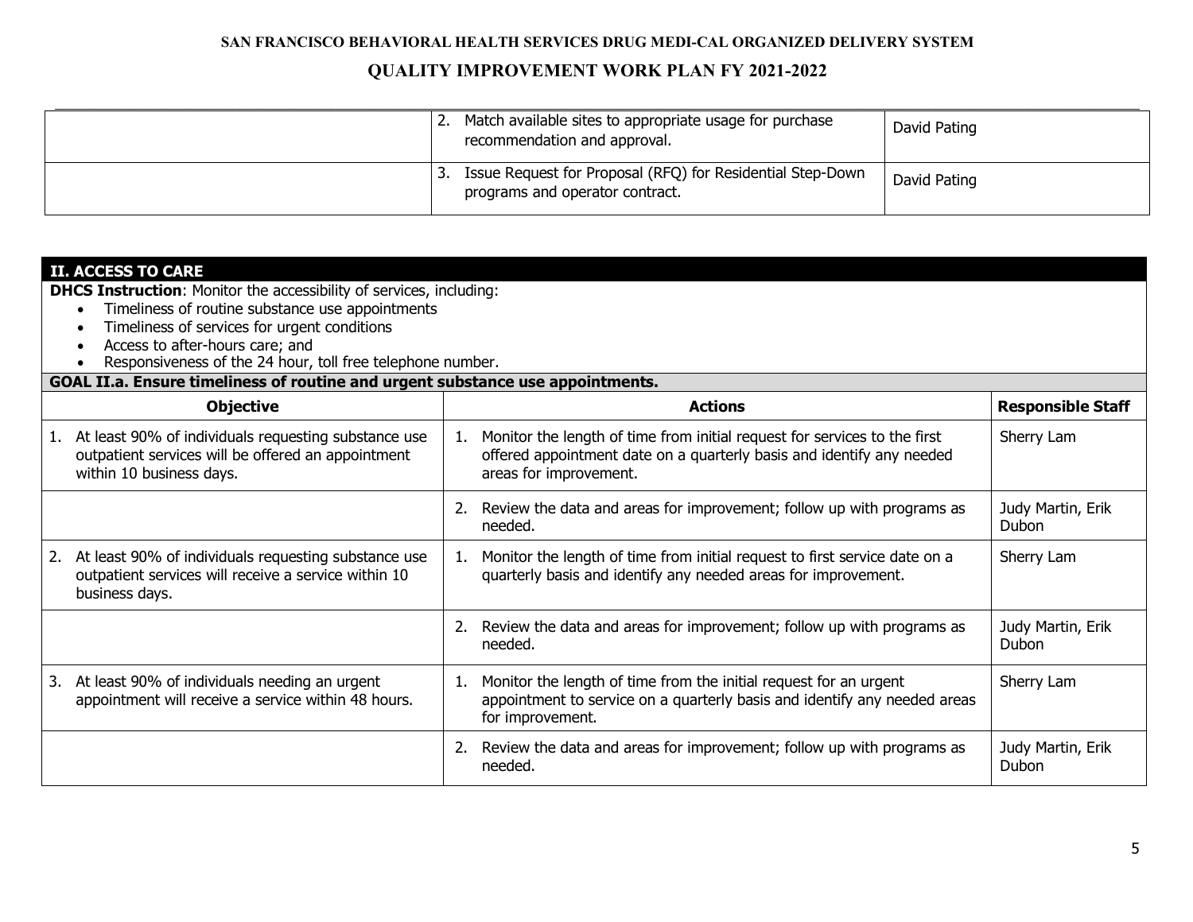| | | |
|---|---|---|
| | 2. Match available sites to appropriate usage for purchase recommendation and approval. | David Pating |
| | 3. Issue Request for Proposal (RFQ) for Residential Step-Down programs and operator contract. | David Pating |

## II. ACCESS TO CARE

**DHCS Instruction**: Monitor the accessibility of services, including:

- Timeliness of routine substance use appointments
- Timeliness of services for urgent conditions
- Access to after-hours care; and
- Responsiveness of the 24 hour, toll free telephone number.

### GOAL II.a. Ensure timeliness of routine and urgent substance use appointments.

| Objective | Actions | Responsible Staff |
|---|---|---|
| 1. At least 90% of individuals requesting substance use outpatient services will be offered an appointment within 10 business days. | 1. Monitor the length of time from initial request for services to the first offered appointment date on a quarterly basis and identify any needed areas for improvement. | Sherry Lam |
| | 2. Review the data and areas for improvement; follow up with programs as needed. | Judy Martin, Erik Dubon |
| 2. At least 90% of individuals requesting substance use outpatient services will receive a service within 10 business days. | 1. Monitor the length of time from initial request to first service date on a quarterly basis and identify any needed areas for improvement. | Sherry Lam |
| | 2. Review the data and areas for improvement; follow up with programs as needed. | Judy Martin, Erik Dubon |
| 3. At least 90% of individuals needing an urgent appointment will receive a service within 48 hours. | 1. Monitor the length of time from the initial request for an urgent appointment to service on a quarterly basis and identify any needed areas for improvement. | Sherry Lam |
| | 2. Review the data and areas for improvement; follow up with programs as needed. | Judy Martin, Erik Dubon |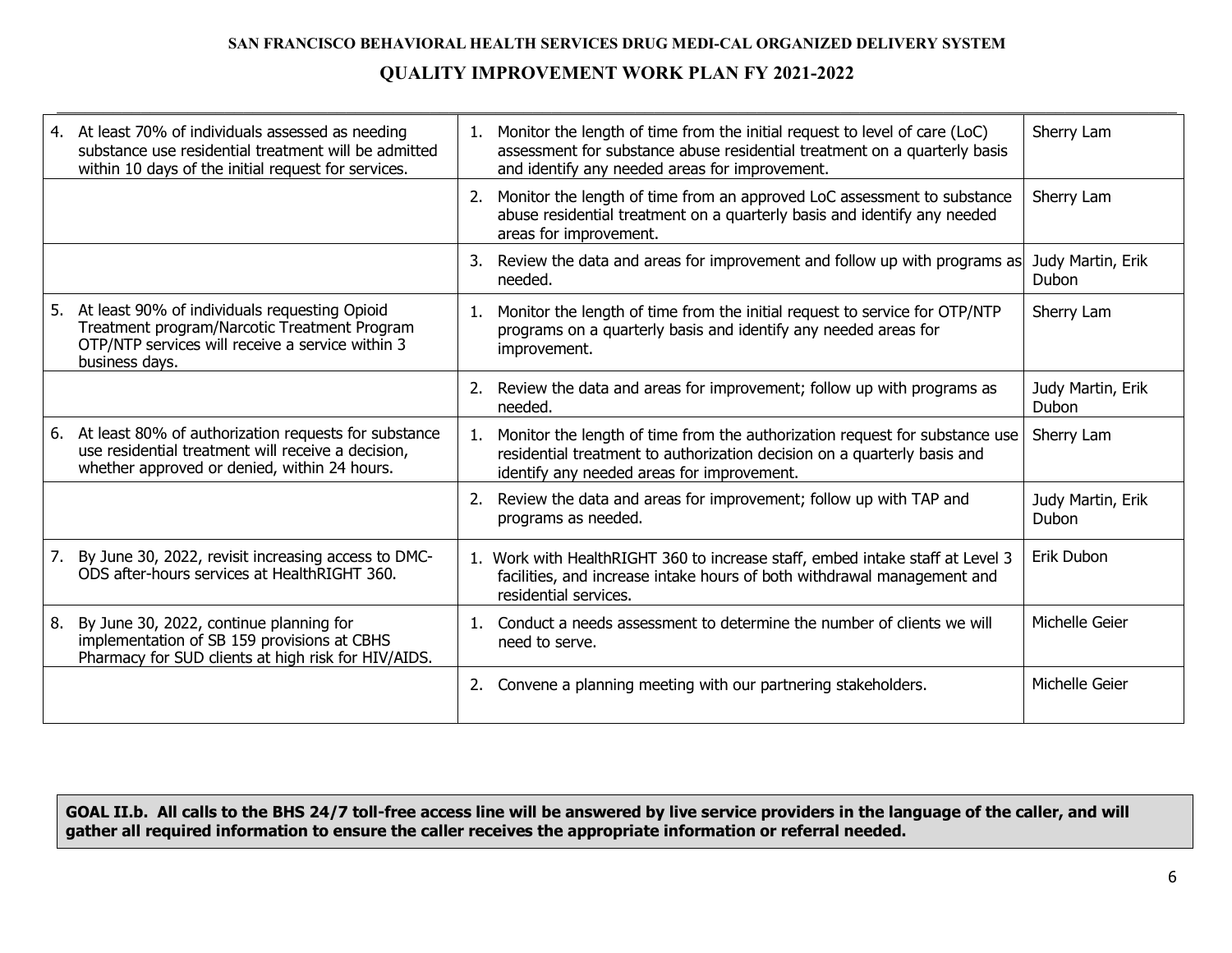| | | |
|---|---|---|
| 4. At least 70% of individuals assessed as needing substance use residential treatment will be admitted within 10 days of the initial request for services. | 1. Monitor the length of time from the initial request to level of care (LoC) assessment for substance abuse residential treatment on a quarterly basis and identify any needed areas for improvement. | Sherry Lam |
| | 2. Monitor the length of time from an approved LoC assessment to substance abuse residential treatment on a quarterly basis and identify any needed areas for improvement. | Sherry Lam |
| | 3. Review the data and areas for improvement and follow up with programs as needed. | Judy Martin, Erik Dubon |
| 5. At least 90% of individuals requesting Opioid Treatment program/Narcotic Treatment Program OTP/NTP services will receive a service within 3 business days. | 1. Monitor the length of time from the initial request to service for OTP/NTP programs on a quarterly basis and identify any needed areas for improvement. | Sherry Lam |
| | 2. Review the data and areas for improvement; follow up with programs as needed. | Judy Martin, Erik Dubon |
| 6. At least 80% of authorization requests for substance use residential treatment will receive a decision, whether approved or denied, within 24 hours. | 1. Monitor the length of time from the authorization request for substance use residential treatment to authorization decision on a quarterly basis and identify any needed areas for improvement. | Sherry Lam |
| | 2. Review the data and areas for improvement; follow up with TAP and programs as needed. | Judy Martin, Erik Dubon |
| 7. By June 30, 2022, revisit increasing access to DMC-ODS after-hours services at HealthRIGHT 360. | 1. Work with HealthRIGHT 360 to increase staff, embed intake staff at Level 3 facilities, and increase intake hours of both withdrawal management and residential services. | Erik Dubon |
| 8. By June 30, 2022, continue planning for implementation of SB 159 provisions at CBHS Pharmacy for SUD clients at high risk for HIV/AIDS. | 1. Conduct a needs assessment to determine the number of clients we will need to serve. | Michelle Geier |
| | 2. Convene a planning meeting with our partnering stakeholders. | Michelle Geier |

**GOAL II.b. All calls to the BHS 24/7 toll-free access line will be answered by live service providers in the language of the caller, and will gather all required information to ensure the caller receives the appropriate information or referral needed.**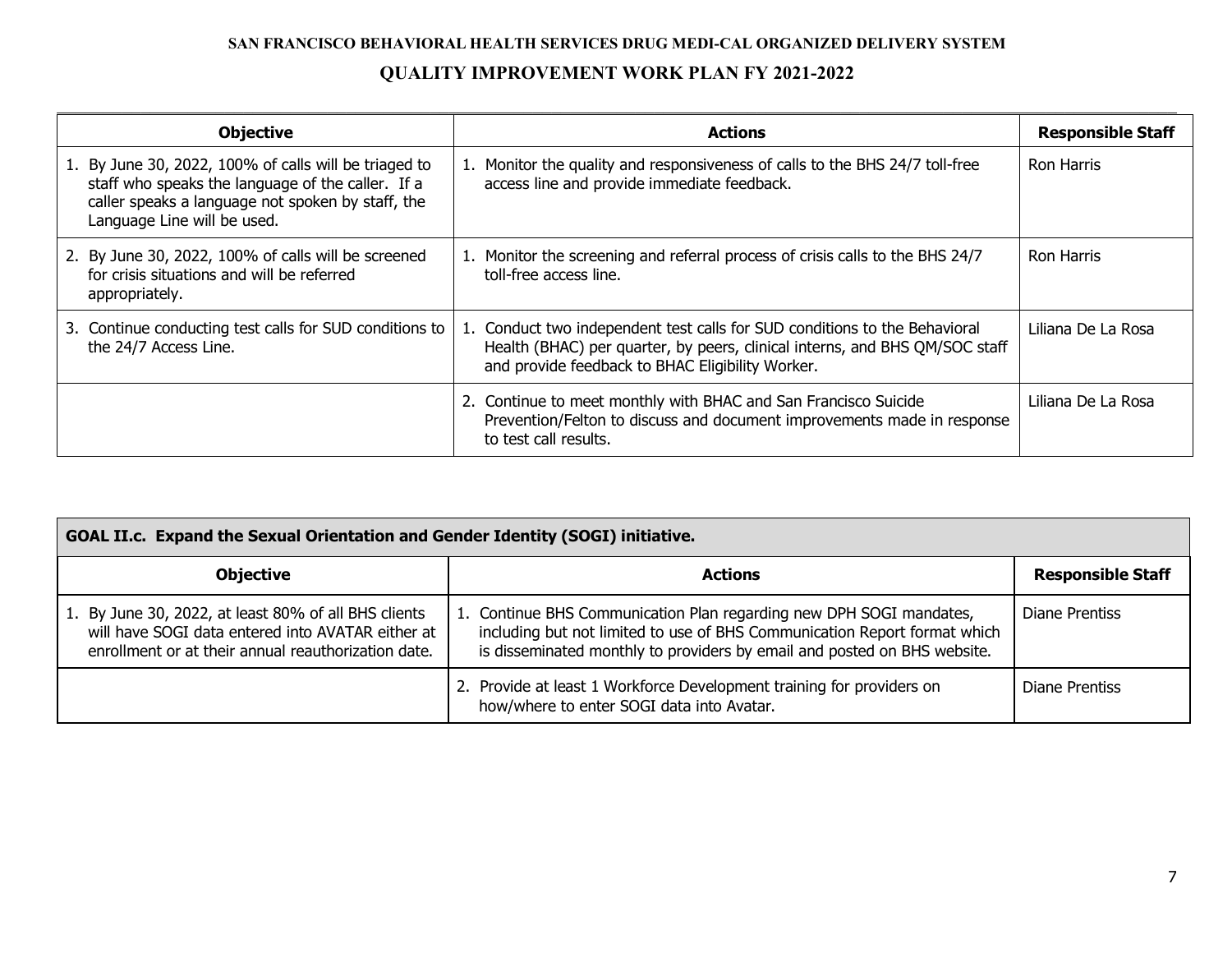| Objective | Actions | Responsible Staff |
|---|---|---|
| 1. By June 30, 2022, 100% of calls will be triaged to staff who speaks the language of the caller. If a caller speaks a language not spoken by staff, the Language Line will be used. | 1. Monitor the quality and responsiveness of calls to the BHS 24/7 toll-free access line and provide immediate feedback. | Ron Harris |
| 2. By June 30, 2022, 100% of calls will be screened for crisis situations and will be referred appropriately. | 1. Monitor the screening and referral process of crisis calls to the BHS 24/7 toll-free access line. | Ron Harris |
| 3. Continue conducting test calls for SUD conditions to the 24/7 Access Line. | 1. Conduct two independent test calls for SUD conditions to the Behavioral Health (BHAC) per quarter, by peers, clinical interns, and BHS QM/SOC staff and provide feedback to BHAC Eligibility Worker. | Liliana De La Rosa |
| | 2. Continue to meet monthly with BHAC and San Francisco Suicide Prevention/Felton to discuss and document improvements made in response to test call results. | Liliana De La Rosa |

| **GOAL II.c. Expand the Sexual Orientation and Gender Identity (SOGI) initiative.** | | |
|---|---|---|
| **Objective** | **Actions** | **Responsible Staff** |
| 1. By June 30, 2022, at least 80% of all BHS clients will have SOGI data entered into AVATAR either at enrollment or at their annual reauthorization date. | 1. Continue BHS Communication Plan regarding new DPH SOGI mandates, including but not limited to use of BHS Communication Report format which is disseminated monthly to providers by email and posted on BHS website. | Diane Prentiss |
| | 2. Provide at least 1 Workforce Development training for providers on how/where to enter SOGI data into Avatar. | Diane Prentiss |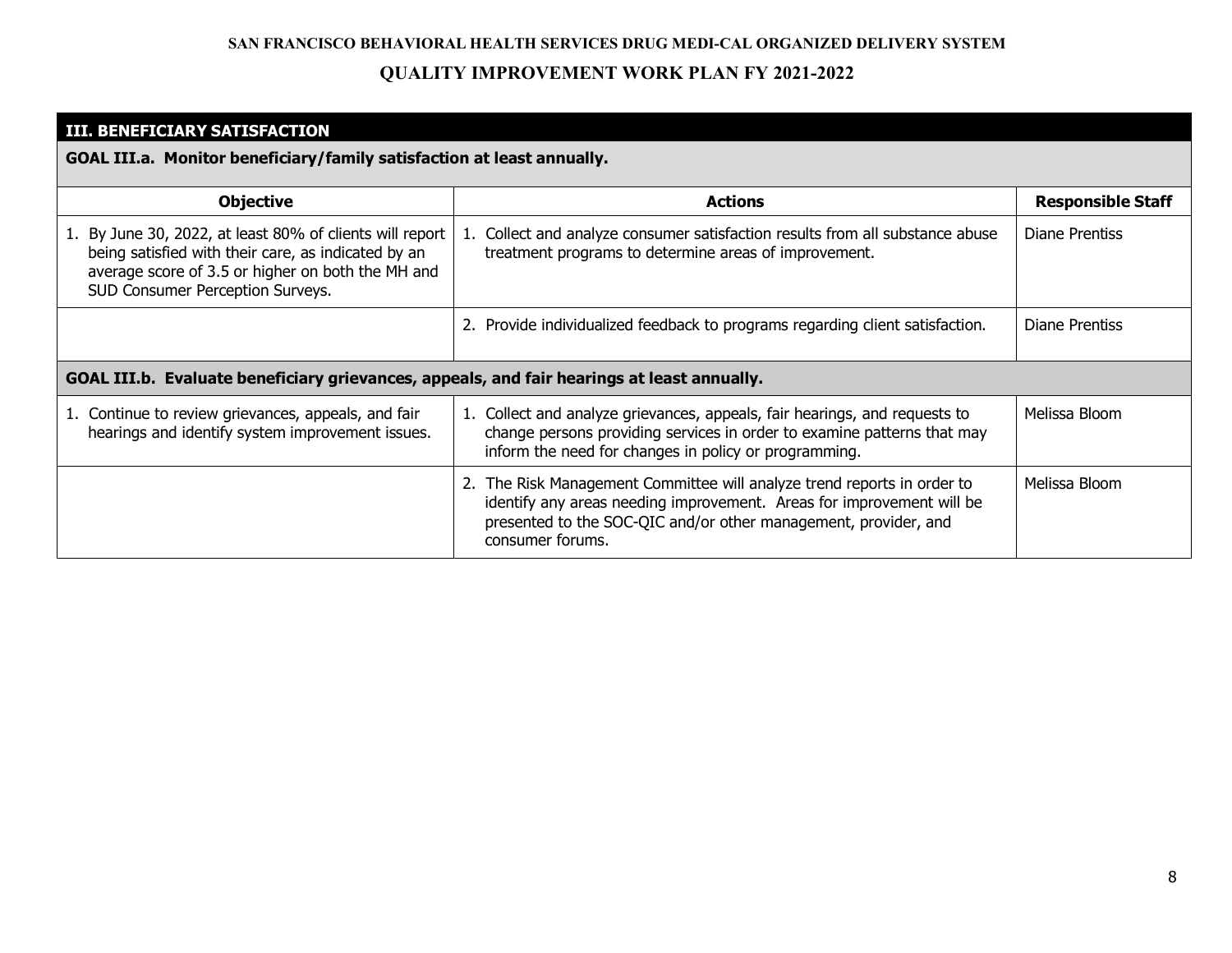## III. BENEFICIARY SATISFACTION

### GOAL III.a. Monitor beneficiary/family satisfaction at least annually.

| Objective | Actions | Responsible Staff |
|---|---|---|
| 1. By June 30, 2022, at least 80% of clients will report being satisfied with their care, as indicated by an average score of 3.5 or higher on both the MH and SUD Consumer Perception Surveys. | 1. Collect and analyze consumer satisfaction results from all substance abuse treatment programs to determine areas of improvement. | Diane Prentiss |
| | 2. Provide individualized feedback to programs regarding client satisfaction. | Diane Prentiss |

### GOAL III.b. Evaluate beneficiary grievances, appeals, and fair hearings at least annually.

| Objective | Actions | Responsible Staff |
|---|---|---|
| 1. Continue to review grievances, appeals, and fair hearings and identify system improvement issues. | 1. Collect and analyze grievances, appeals, fair hearings, and requests to change persons providing services in order to examine patterns that may inform the need for changes in policy or programming. | Melissa Bloom |
| | 2. The Risk Management Committee will analyze trend reports in order to identify any areas needing improvement. Areas for improvement will be presented to the SOC-QIC and/or other management, provider, and consumer forums. | Melissa Bloom |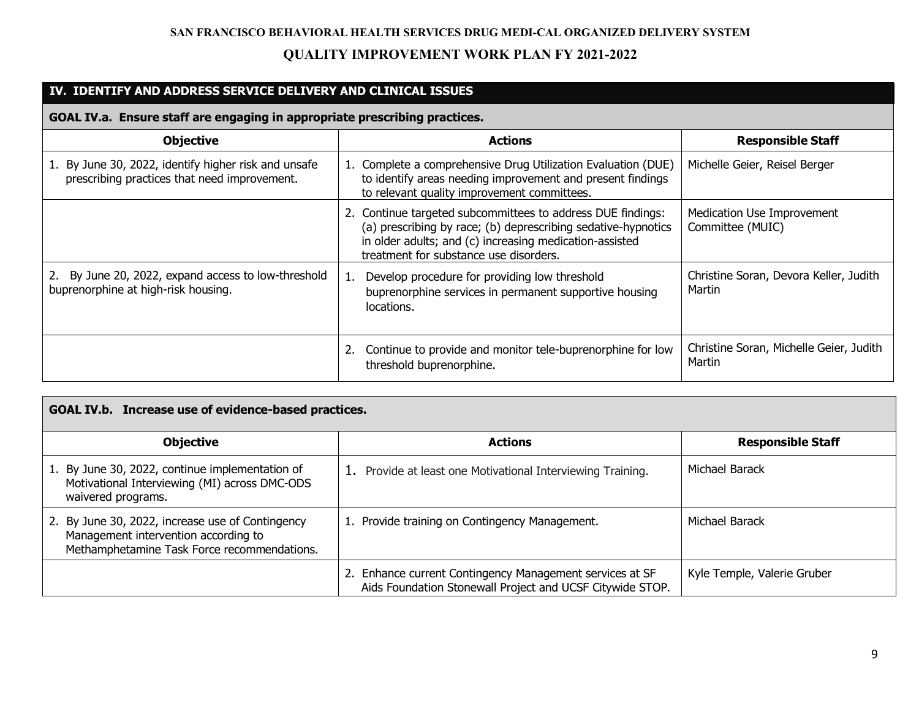## IV. IDENTIFY AND ADDRESS SERVICE DELIVERY AND CLINICAL ISSUES

### GOAL IV.a. Ensure staff are engaging in appropriate prescribing practices.

| Objective | Actions | Responsible Staff |
|---|---|---|
| 1. By June 30, 2022, identify higher risk and unsafe prescribing practices that need improvement. | 1. Complete a comprehensive Drug Utilization Evaluation (DUE) to identify areas needing improvement and present findings to relevant quality improvement committees. | Michelle Geier, Reisel Berger |
| | 2. Continue targeted subcommittees to address DUE findings: (a) prescribing by race; (b) deprescribing sedative-hypnotics in older adults; and (c) increasing medication-assisted treatment for substance use disorders. | Medication Use Improvement Committee (MUIC) |
| 2. By June 20, 2022, expand access to low-threshold buprenorphine at high-risk housing. | 1. Develop procedure for providing low threshold buprenorphine services in permanent supportive housing locations. | Christine Soran, Devora Keller, Judith Martin |
| | 2. Continue to provide and monitor tele-buprenorphine for low threshold buprenorphine. | Christine Soran, Michelle Geier, Judith Martin |

### GOAL IV.b. Increase use of evidence-based practices.

| Objective | Actions | Responsible Staff |
|---|---|---|
| 1. By June 30, 2022, continue implementation of Motivational Interviewing (MI) across DMC-ODS waivered programs. | 1. Provide at least one Motivational Interviewing Training. | Michael Barack |
| 2. By June 30, 2022, increase use of Contingency Management intervention according to Methamphetamine Task Force recommendations. | 1. Provide training on Contingency Management. | Michael Barack |
| | 2. Enhance current Contingency Management services at SF Aids Foundation Stonewall Project and UCSF Citywide STOP. | Kyle Temple, Valerie Gruber |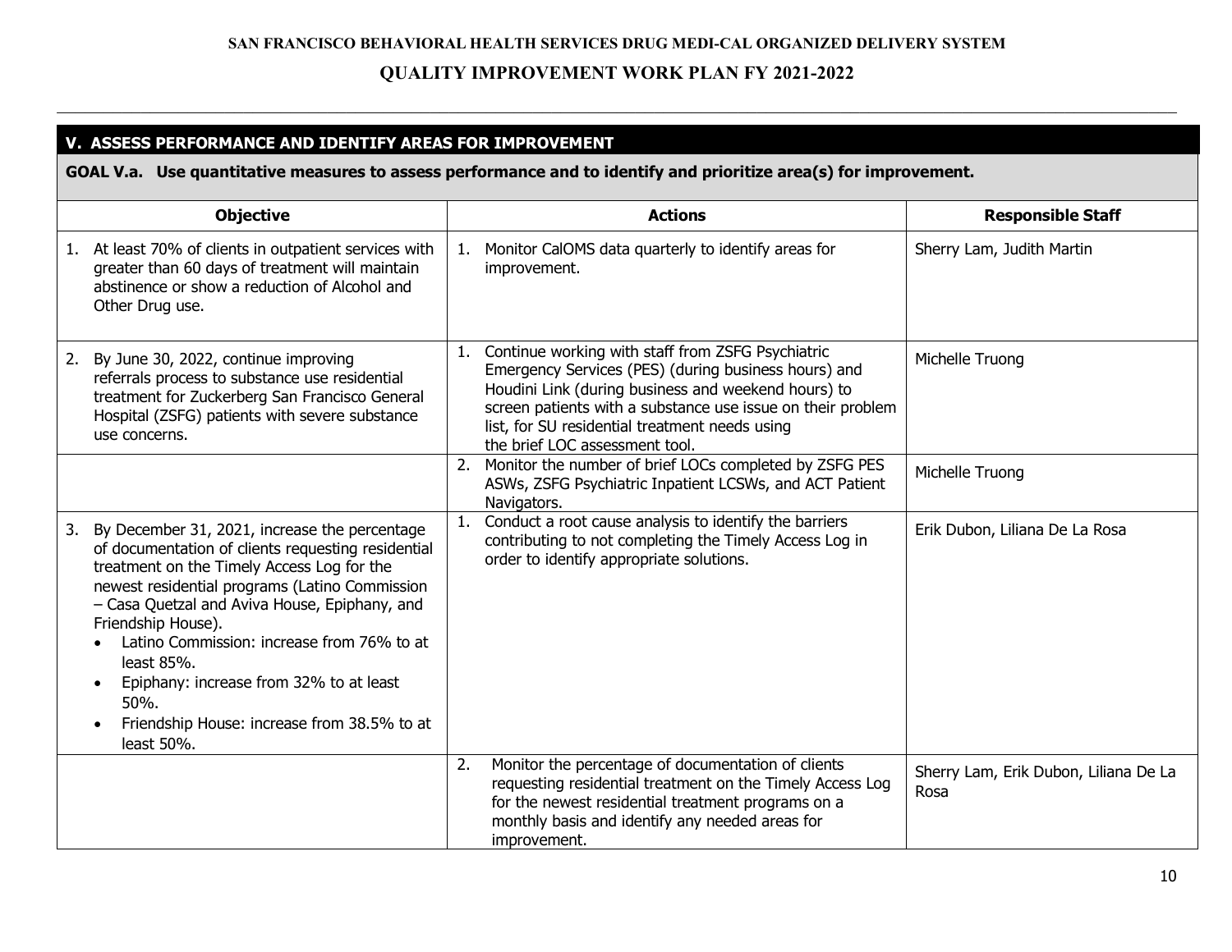## V. ASSESS PERFORMANCE AND IDENTIFY AREAS FOR IMPROVEMENT

**GOAL V.a. Use quantitative measures to assess performance and to identify and prioritize area(s) for improvement.**

| Objective | Actions | Responsible Staff |
|---|---|---|
| 1. At least 70% of clients in outpatient services with greater than 60 days of treatment will maintain abstinence or show a reduction of Alcohol and Other Drug use. | 1. Monitor CalOMS data quarterly to identify areas for improvement. | Sherry Lam, Judith Martin |
| 2. By June 30, 2022, continue improving referrals process to substance use residential treatment for Zuckerberg San Francisco General Hospital (ZSFG) patients with severe substance use concerns. | 1. Continue working with staff from ZSFG Psychiatric Emergency Services (PES) (during business hours) and Houdini Link (during business and weekend hours) to screen patients with a substance use issue on their problem list, for SU residential treatment needs using the brief LOC assessment tool. | Michelle Truong |
| | 2. Monitor the number of brief LOCs completed by ZSFG PES ASWs, ZSFG Psychiatric Inpatient LCSWs, and ACT Patient Navigators. | Michelle Truong |
| 3. By December 31, 2021, increase the percentage of documentation of clients requesting residential treatment on the Timely Access Log for the newest residential programs (Latino Commission – Casa Quetzal and Aviva House, Epiphany, and Friendship House).<br>• Latino Commission: increase from 76% to at least 85%.<br>• Epiphany: increase from 32% to at least 50%.<br>• Friendship House: increase from 38.5% to at least 50%. | 1. Conduct a root cause analysis to identify the barriers contributing to not completing the Timely Access Log in order to identify appropriate solutions. | Erik Dubon, Liliana De La Rosa |
| | 2. Monitor the percentage of documentation of clients requesting residential treatment on the Timely Access Log for the newest residential treatment programs on a monthly basis and identify any needed areas for improvement. | Sherry Lam, Erik Dubon, Liliana De La Rosa |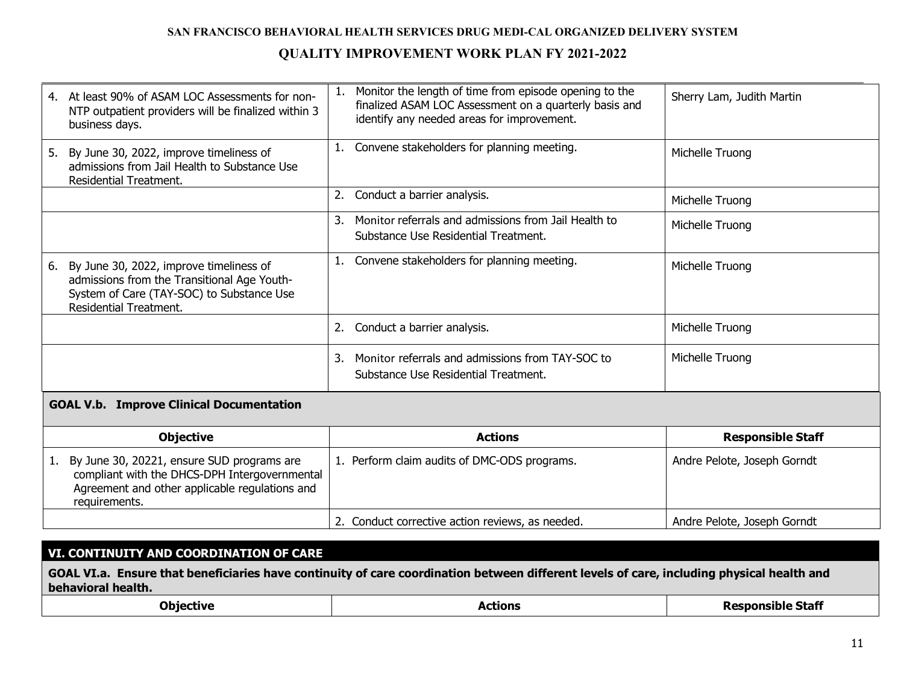| | | |
|---|---|---|
| 4. At least 90% of ASAM LOC Assessments for non-NTP outpatient providers will be finalized within 3 business days. | 1. Monitor the length of time from episode opening to the finalized ASAM LOC Assessment on a quarterly basis and identify any needed areas for improvement. | Sherry Lam, Judith Martin |
| 5. By June 30, 2022, improve timeliness of admissions from Jail Health to Substance Use Residential Treatment. | 1. Convene stakeholders for planning meeting. | Michelle Truong |
| | 2. Conduct a barrier analysis. | Michelle Truong |
| | 3. Monitor referrals and admissions from Jail Health to Substance Use Residential Treatment. | Michelle Truong |
| 6. By June 30, 2022, improve timeliness of admissions from the Transitional Age Youth-System of Care (TAY-SOC) to Substance Use Residential Treatment. | 1. Convene stakeholders for planning meeting. | Michelle Truong |
| | 2. Conduct a barrier analysis. | Michelle Truong |
| | 3. Monitor referrals and admissions from TAY-SOC to Substance Use Residential Treatment. | Michelle Truong |

**GOAL V.b. Improve Clinical Documentation**

| Objective | Actions | Responsible Staff |
|---|---|---|
| 1. By June 30, 20221, ensure SUD programs are compliant with the DHCS-DPH Intergovernmental Agreement and other applicable regulations and requirements. | 1. Perform claim audits of DMC-ODS programs. | Andre Pelote, Joseph Gorndt |
| | 2. Conduct corrective action reviews, as needed. | Andre Pelote, Joseph Gorndt |

## VI. CONTINUITY AND COORDINATION OF CARE

**GOAL VI.a. Ensure that beneficiaries have continuity of care coordination between different levels of care, including physical health and behavioral health.**

| Objective | Actions | Responsible Staff |
|---|---|---|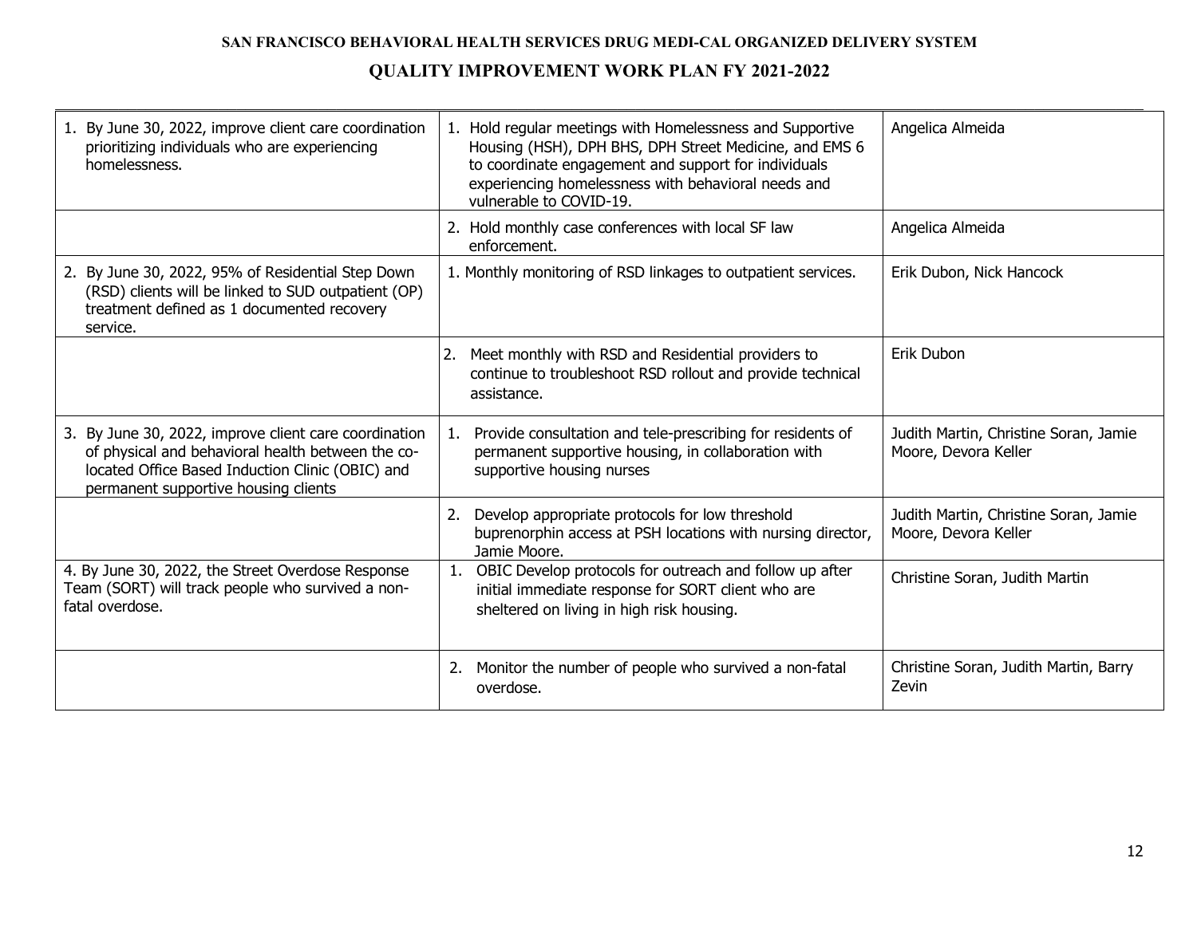**SAN FRANCISCO BEHAVIORAL HEALTH SERVICES DRUG MEDI-CAL ORGANIZED DELIVERY SYSTEM**

## QUALITY IMPROVEMENT WORK PLAN FY 2021-2022

| | | |
|---|---|---|
| 1. By June 30, 2022, improve client care coordination prioritizing individuals who are experiencing homelessness. | 1. Hold regular meetings with Homelessness and Supportive Housing (HSH), DPH BHS, DPH Street Medicine, and EMS 6 to coordinate engagement and support for individuals experiencing homelessness with behavioral needs and vulnerable to COVID-19. | Angelica Almeida |
| | 2. Hold monthly case conferences with local SF law enforcement. | Angelica Almeida |
| 2. By June 30, 2022, 95% of Residential Step Down (RSD) clients will be linked to SUD outpatient (OP) treatment defined as 1 documented recovery service. | 1. Monthly monitoring of RSD linkages to outpatient services. | Erik Dubon, Nick Hancock |
| | 2. Meet monthly with RSD and Residential providers to continue to troubleshoot RSD rollout and provide technical assistance. | Erik Dubon |
| 3. By June 30, 2022, improve client care coordination of physical and behavioral health between the co-located Office Based Induction Clinic (OBIC) and permanent supportive housing clients | 1. Provide consultation and tele-prescribing for residents of permanent supportive housing, in collaboration with supportive housing nurses | Judith Martin, Christine Soran, Jamie Moore, Devora Keller |
| | 2. Develop appropriate protocols for low threshold buprenorphin access at PSH locations with nursing director, Jamie Moore. | Judith Martin, Christine Soran, Jamie Moore, Devora Keller |
| 4. By June 30, 2022, the Street Overdose Response Team (SORT) will track people who survived a non-fatal overdose. | 1. OBIC Develop protocols for outreach and follow up after initial immediate response for SORT client who are sheltered on living in high risk housing. | Christine Soran, Judith Martin |
| | 2. Monitor the number of people who survived a non-fatal overdose. | Christine Soran, Judith Martin, Barry Zevin |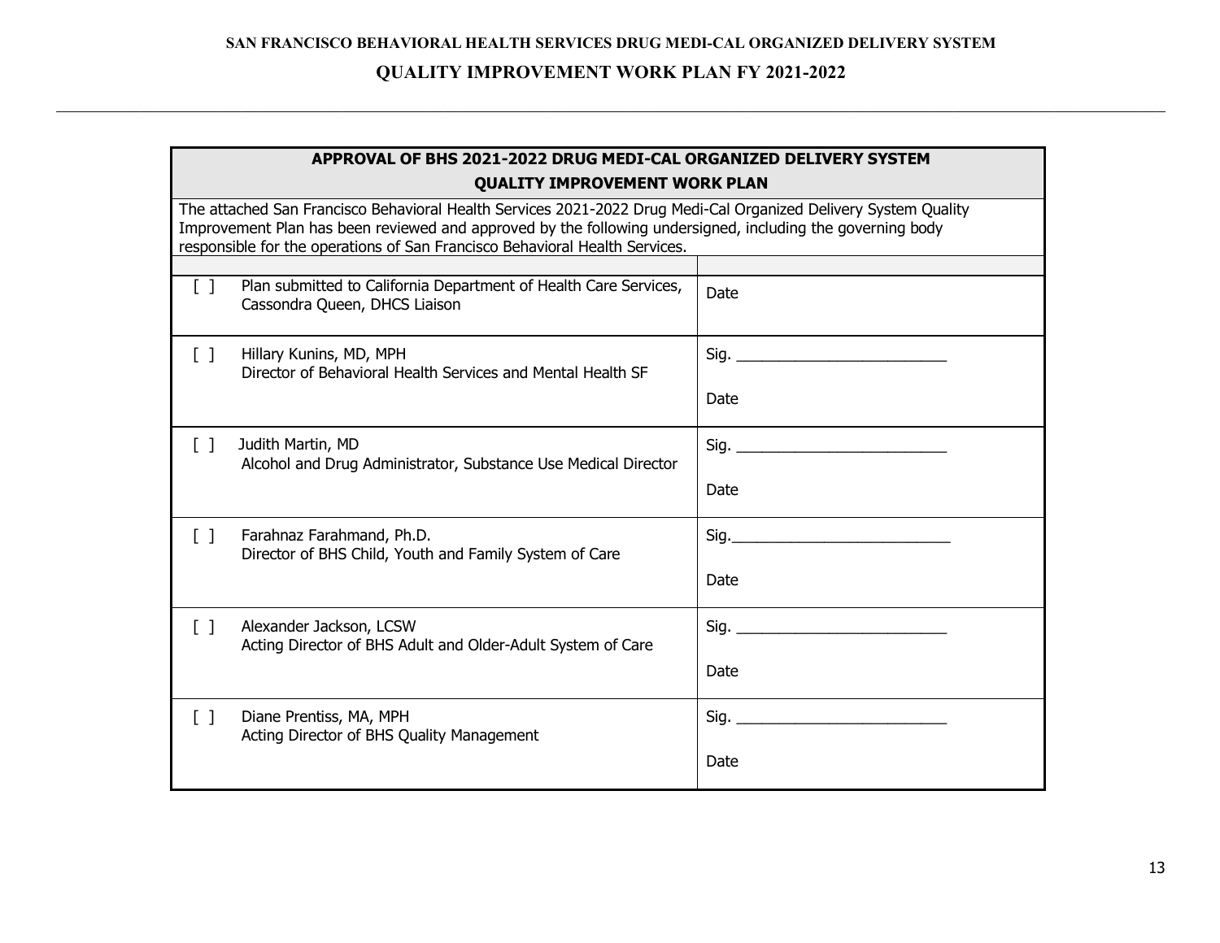**SAN FRANCISCO BEHAVIORAL HEALTH SERVICES DRUG MEDI-CAL ORGANIZED DELIVERY SYSTEM**

**QUALITY IMPROVEMENT WORK PLAN FY 2021-2022**

| **APPROVAL OF BHS 2021-2022 DRUG MEDI-CAL ORGANIZED DELIVERY SYSTEM QUALITY IMPROVEMENT WORK PLAN** | |
|---|---|
| The attached San Francisco Behavioral Health Services 2021-2022 Drug Medi-Cal Organized Delivery System Quality Improvement Plan has been reviewed and approved by the following undersigned, including the governing body responsible for the operations of San Francisco Behavioral Health Services. | |
| | |
| [ ] Plan submitted to California Department of Health Care Services, Cassondra Queen, DHCS Liaison | Date |
| [ ] Hillary Kunins, MD, MPH<br>Director of Behavioral Health Services and Mental Health SF | Sig. _________________________<br><br>Date |
| [ ] Judith Martin, MD<br>Alcohol and Drug Administrator, Substance Use Medical Director | Sig. _________________________<br><br>Date |
| [ ] Farahnaz Farahmand, Ph.D.<br>Director of BHS Child, Youth and Family System of Care | Sig._________________________<br><br>Date |
| [ ] Alexander Jackson, LCSW<br>Acting Director of BHS Adult and Older-Adult System of Care | Sig. _________________________<br><br>Date |
| [ ] Diane Prentiss, MA, MPH<br>Acting Director of BHS Quality Management | Sig. _________________________<br><br>Date |